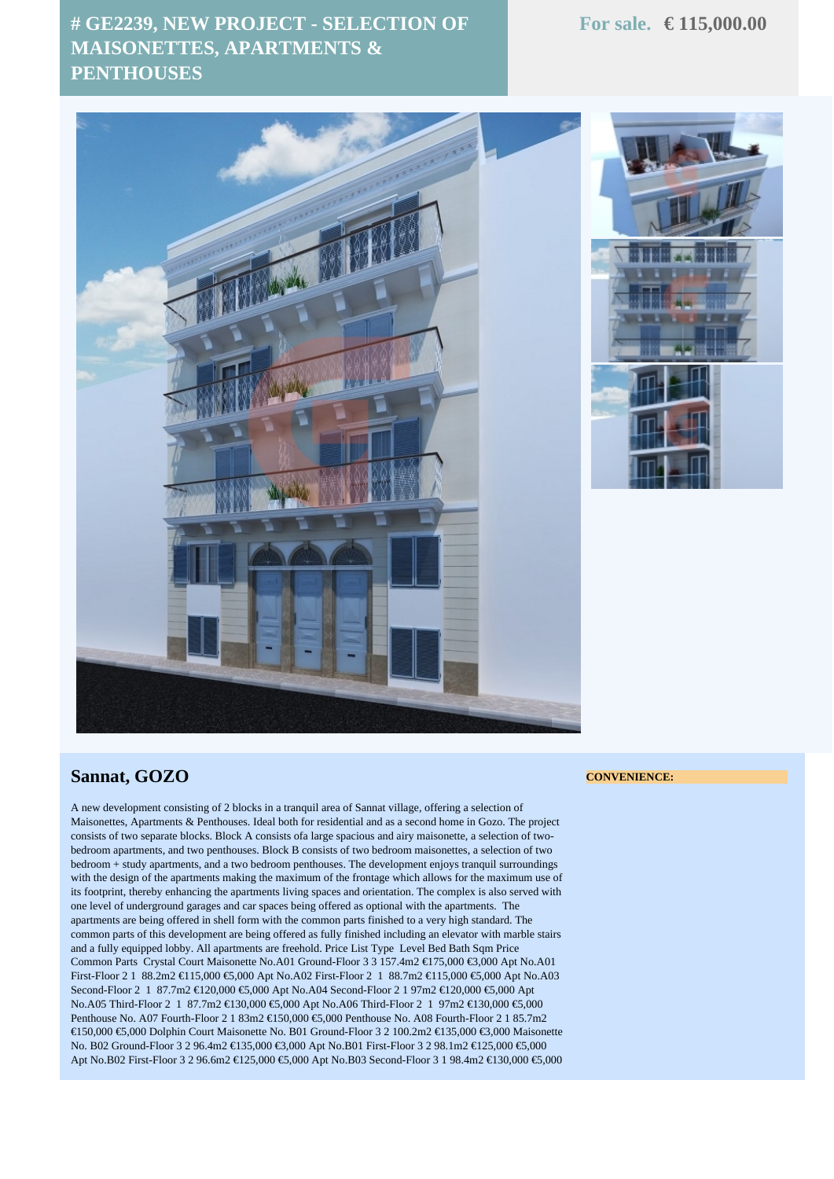# # GE2239, NEW PROJECT - SELECTION OF MAISONETTES, APARTMENTS & PENTHOUSES

**For sale. € 115,000.00**

## Sannat, GOZO

**CONVENIENCE:**

A new development consisting of 2 blocks in a tranquil area of Sannat village, offering a selection of Maisonettes, Apartments & Penthouses. Ideal both for residential and as a second home in Gozo. The project consists of two separate blocks. Block A consists ofa large spacious and airy maisonette, a selection of two-bedroom apartments, and two penthouses. Block B consists of two bedroom maisonettes, a selection of two bedroom + study apartments, and a two bedroom penthouses. The development enjoys tranquil surroundings with the design of the apartments making the maximum of the frontage which allows for the maximum use of its footprint, thereby enhancing the apartments living spaces and orientation. The complex is also served with one level of underground garages and car spaces being offered as optional with the apartments. The apartments are being offered in shell form with the common parts finished to a very high standard. The common parts of this development are being offered as fully finished including an elevator with marble stairs and a fully equipped lobby. All apartments are freehold. Price List Type Level Bed Bath Sqm Price Common Parts Crystal Court Maisonette No.A01 Ground-Floor 3 3 157.4m2 €175,000 €3,000 Apt No.A01 First-Floor 2 1 88.2m2 €115,000 €5,000 Apt No.A02 First-Floor 2 1 88.7m2 €115,000 €5,000 Apt No.A03 Second-Floor 2 1 87.7m2 €120,000 €5,000 Apt No.A04 Second-Floor 2 1 97m2 €120,000 €5,000 Apt No.A05 Third-Floor 2 1 87.7m2 €130,000 €5,000 Apt No.A06 Third-Floor 2 1 97m2 €130,000 €5,000 Penthouse No. A07 Fourth-Floor 2 1 83m2 €150,000 €5,000 Penthouse No. A08 Fourth-Floor 2 1 85.7m2 €150,000 €5,000 Dolphin Court Maisonette No. B01 Ground-Floor 3 2 100.2m2 €135,000 €3,000 Maisonette No. B02 Ground-Floor 3 2 96.4m2 €135,000 €3,000 Apt No.B01 First-Floor 3 2 98.1m2 €125,000 €5,000 Apt No.B02 First-Floor 3 2 96.6m2 €125,000 €5,000 Apt No.B03 Second-Floor 3 1 98.4m2 €130,000 €5,000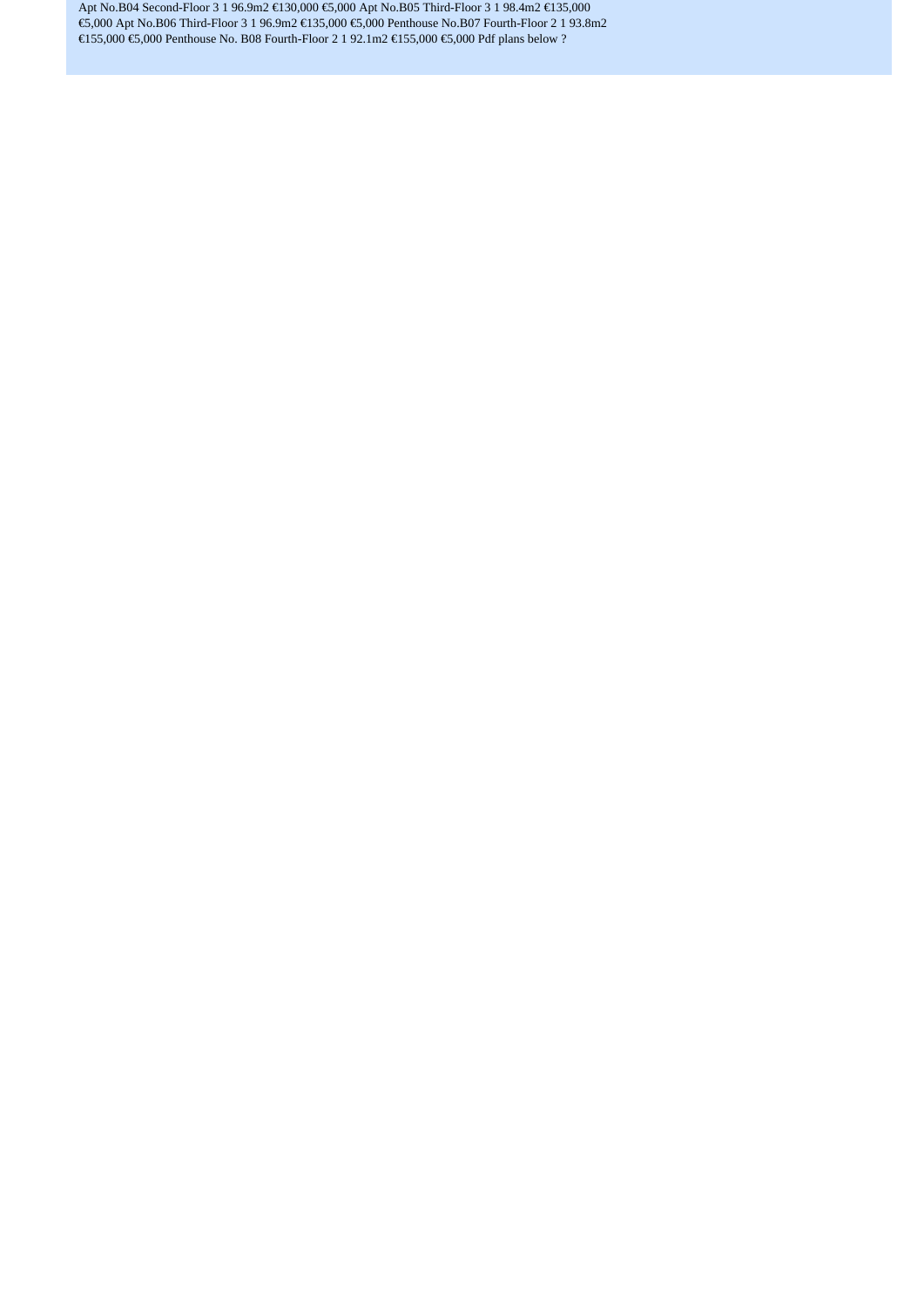Apt No.B04 Second-Floor 3 1 96.9m2 €130,000 €5,000 Apt No.B05 Third-Floor 3 1 98.4m2 €135,000 €5,000 Apt No.B06 Third-Floor 3 1 96.9m2 €135,000 €5,000 Penthouse No.B07 Fourth-Floor 2 1 93.8m2 €155,000 €5,000 Penthouse No. B08 Fourth-Floor 2 1 92.1m2 €155,000 €5,000 Pdf plans below ?